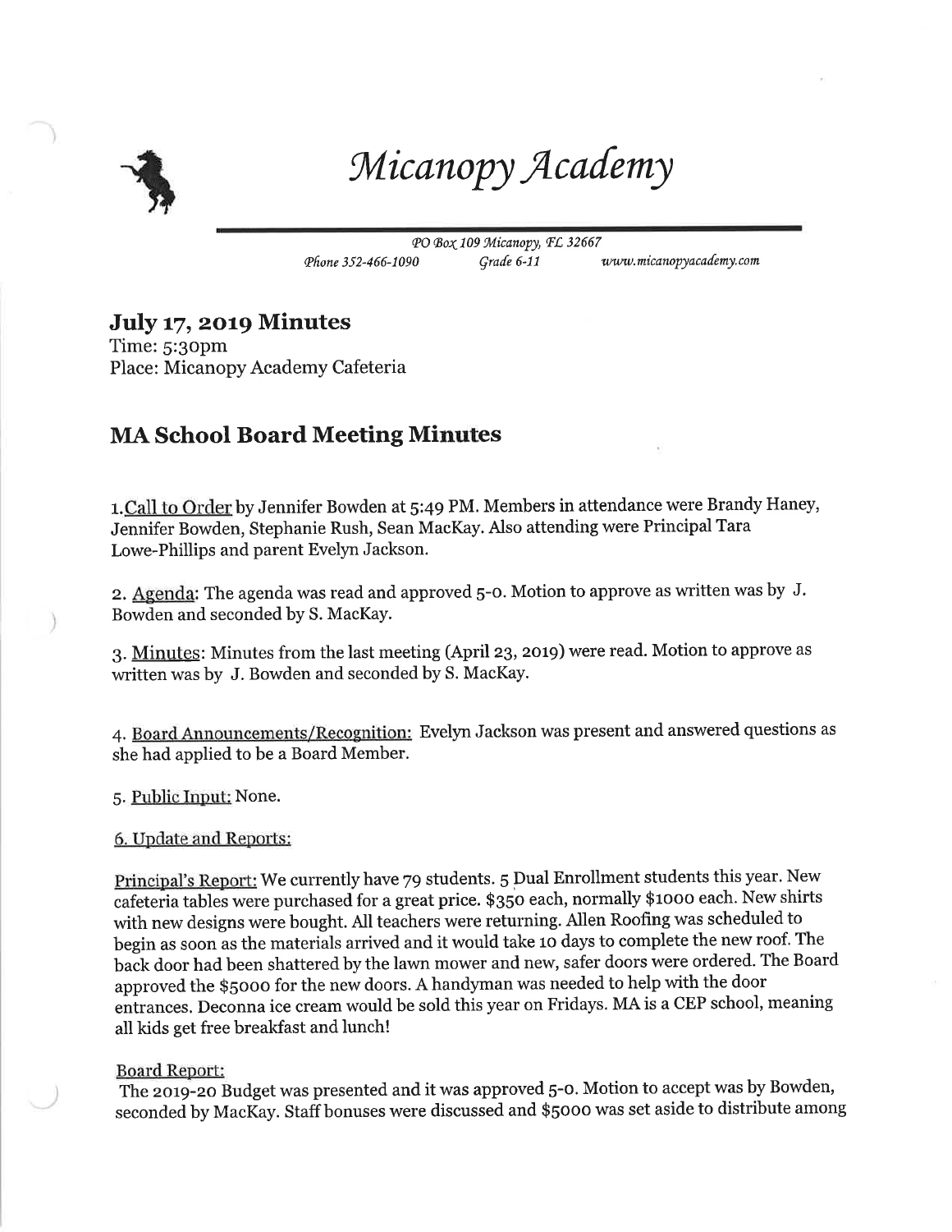# *Micanopy Academy*

*PO Box 109 Micanopy, FL 32667*
*Phone 352-466-1090* *Grade 6-11* *www.micanopyacademy.com*

## July 17, 2019 Minutes

Time: 5:30pm
Place: Micanopy Academy Cafeteria

## MA School Board Meeting Minutes

1. Call to Order by Jennifer Bowden at 5:49 PM. Members in attendance were Brandy Haney, Jennifer Bowden, Stephanie Rush, Sean MacKay. Also attending were Principal Tara Lowe-Phillips and parent Evelyn Jackson.

2. Agenda: The agenda was read and approved 5-0. Motion to approve as written was by J. Bowden and seconded by S. MacKay.

3. Minutes: Minutes from the last meeting (April 23, 2019) were read. Motion to approve as written was by J. Bowden and seconded by S. MacKay.

4. Board Announcements/Recognition: Evelyn Jackson was present and answered questions as she had applied to be a Board Member.

5. Public Input: None.

6. Update and Reports:

Principal's Report: We currently have 79 students. 5 Dual Enrollment students this year. New cafeteria tables were purchased for a great price. $350 each, normally $1000 each. New shirts with new designs were bought. All teachers were returning. Allen Roofing was scheduled to begin as soon as the materials arrived and it would take 10 days to complete the new roof. The back door had been shattered by the lawn mower and new, safer doors were ordered. The Board approved the $5000 for the new doors. A handyman was needed to help with the door entrances. Deconna ice cream would be sold this year on Fridays. MA is a CEP school, meaning all kids get free breakfast and lunch!

Board Report:

The 2019-20 Budget was presented and it was approved 5-0. Motion to accept was by Bowden, seconded by MacKay. Staff bonuses were discussed and $5000 was set aside to distribute among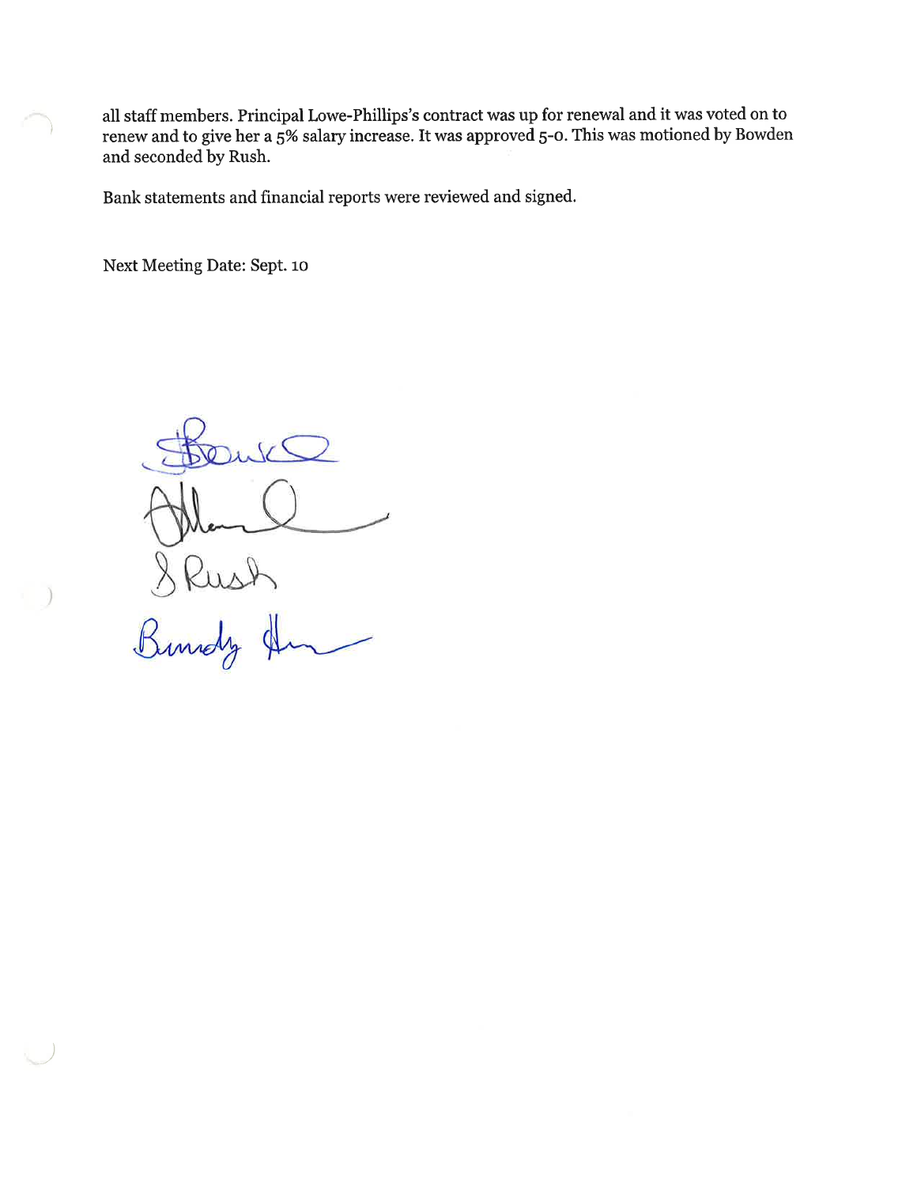all staff members. Principal Lowe-Phillips's contract was up for renewal and it was voted on to renew and to give her a 5% salary increase. It was approved 5-0. This was motioned by Bowden and seconded by Rush.

Bank statements and financial reports were reviewed and signed.

Next Meeting Date: Sept. 10